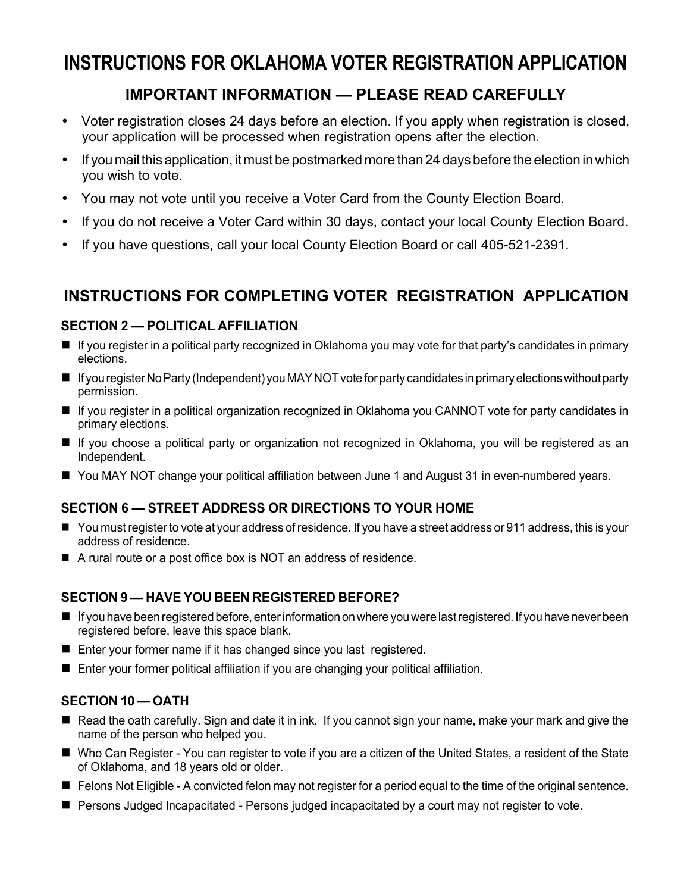# INSTRUCTIONS FOR OKLAHOMA VOTER REGISTRATION APPLICATION

## IMPORTANT INFORMATION — PLEASE READ CAREFULLY

- Voter registration closes 24 days before an election. If you apply when registration is closed, your application will be processed when registration opens after the election.
- If you mail this application, it must be postmarked more than 24 days before the election in which you wish to vote.
- You may not vote until you receive a Voter Card from the County Election Board.
- If you do not receive a Voter Card within 30 days, contact your local County Election Board.
- If you have questions, call your local County Election Board or call 405-521-2391.

## INSTRUCTIONS FOR COMPLETING VOTER REGISTRATION APPLICATION

### SECTION 2 — POLITICAL AFFILIATION

- If you register in a political party recognized in Oklahoma you may vote for that party's candidates in primary elections.
- If you register No Party (Independent) you MAY NOT vote for party candidates in primary elections without party permission.
- If you register in a political organization recognized in Oklahoma you CANNOT vote for party candidates in primary elections.
- If you choose a political party or organization not recognized in Oklahoma, you will be registered as an Independent.
- You MAY NOT change your political affiliation between June 1 and August 31 in even-numbered years.

### SECTION 6 — STREET ADDRESS OR DIRECTIONS TO YOUR HOME

- You must register to vote at your address of residence. If you have a street address or 911 address, this is your address of residence.
- A rural route or a post office box is NOT an address of residence.

### SECTION 9 — HAVE YOU BEEN REGISTERED BEFORE?

- If you have been registered before, enter information on where you were last registered. If you have never been registered before, leave this space blank.
- Enter your former name if it has changed since you last registered.
- Enter your former political affiliation if you are changing your political affiliation.

### SECTION 10 — OATH

- Read the oath carefully. Sign and date it in ink. If you cannot sign your name, make your mark and give the name of the person who helped you.
- Who Can Register - You can register to vote if you are a citizen of the United States, a resident of the State of Oklahoma, and 18 years old or older.
- Felons Not Eligible - A convicted felon may not register for a period equal to the time of the original sentence.
- Persons Judged Incapacitated - Persons judged incapacitated by a court may not register to vote.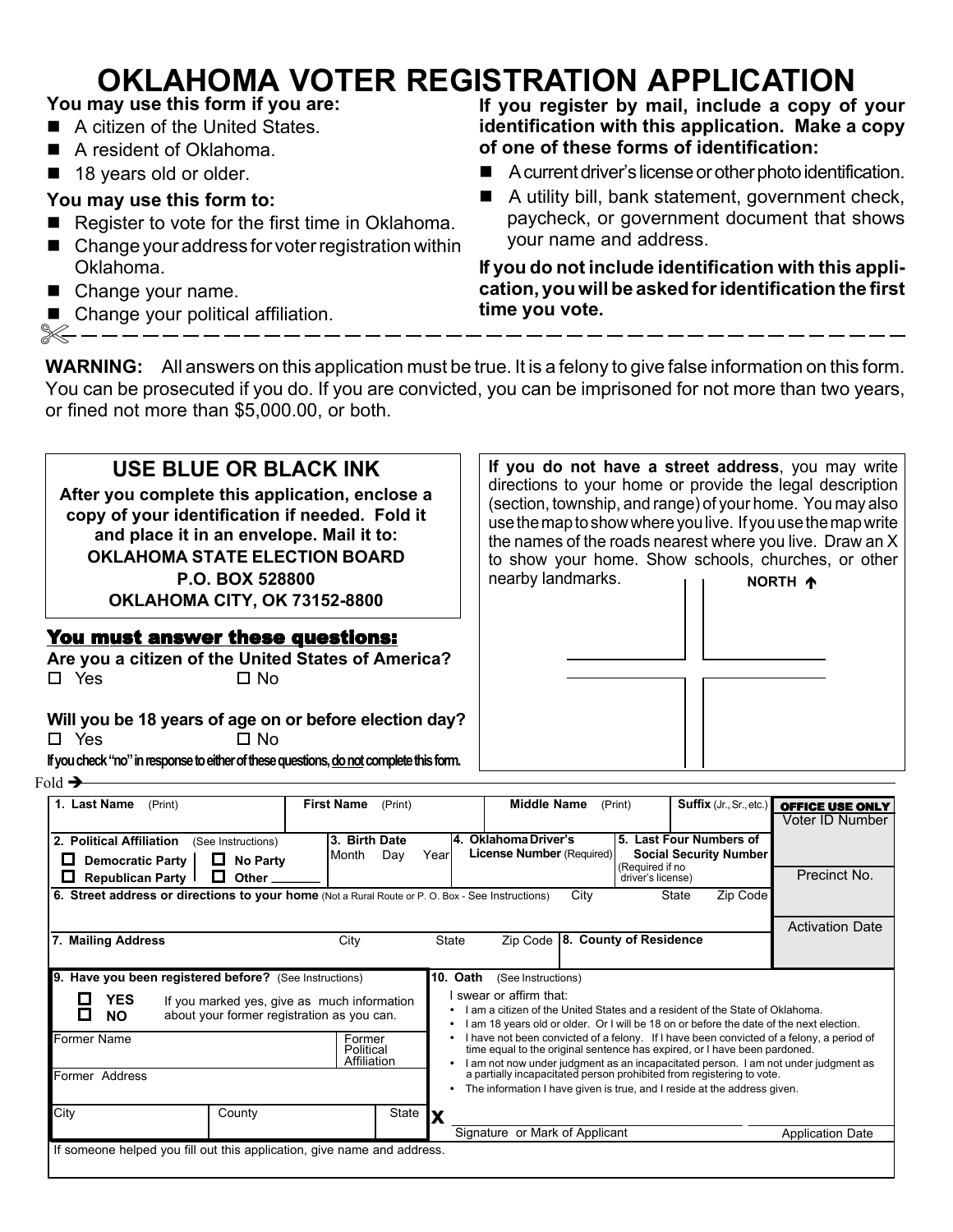# OKLAHOMA VOTER REGISTRATION APPLICATION

**You may use this form if you are:**

- A citizen of the United States.
- A resident of Oklahoma.
- 18 years old or older.

**You may use this form to:**

- Register to vote for the first time in Oklahoma.
- Change your address for voter registration within Oklahoma.
- Change your name.
- Change your political affiliation.

**If you register by mail, include a copy of your identification with this application. Make a copy of one of these forms of identification:**

- A current driver's license or other photo identification.
- A utility bill, bank statement, government check, paycheck, or government document that shows your name and address.

**If you do not include identification with this application, you will be asked for identification the first time you vote.**

**WARNING:** All answers on this application must be true. It is a felony to give false information on this form. You can be prosecuted if you do. If you are convicted, you can be imprisoned for not more than two years, or fined not more than $5,000.00, or both.

## USE BLUE OR BLACK INK

**After you complete this application, enclose a copy of your identification if needed. Fold it and place it in an envelope. Mail it to:**
**OKLAHOMA STATE ELECTION BOARD**
**P.O. BOX 528800**
**OKLAHOMA CITY, OK 73152-8800**

**If you do not have a street address**, you may write directions to your home or provide the legal description (section, township, and range) of your home. You may also use the map to show where you live. If you use the map write the names of the roads nearest where you live. Draw an X to show your home. Show schools, churches, or other nearby landmarks.

**NORTH ↑**

### You must answer these questions:

**Are you a citizen of the United States of America?**
☐ Yes ☐ No

**Will you be 18 years of age on or before election day?**
☐ Yes ☐ No

**If you check "no" in response to either of these questions, do not complete this form.**

Fold →

**1. Last Name** (Print) | **First Name** (Print) | **Middle Name** (Print) | **Suffix** (Jr., Sr., etc.)

**2. Political Affiliation** (See Instructions)
☐ **Democratic Party** ☐ **No Party**
☐ **Republican Party** ☐ **Other** _______

**3. Birth Date** Month Day Year

**4. Oklahoma Driver's License Number** (Required)

**5. Last Four Numbers of Social Security Number** (Required if no driver's license)

**6. Street address or directions to your home** (Not a Rural Route or P. O. Box - See Instructions) City State Zip Code

**7. Mailing Address** City State Zip Code

**8. County of Residence**

**OFFICE USE ONLY**
Voter ID Number
Precinct No.
Activation Date

**9. Have you been registered before?** (See Instructions)
☐ **YES**
☐ **NO**
If you marked yes, give as much information about your former registration as you can.

Former Name | Former Political Affiliation
Former Address
City | County | State

**10. Oath** (See Instructions)
I swear or affirm that:

- I am a citizen of the United States and a resident of the State of Oklahoma.
- I am 18 years old or older. Or I will be 18 on or before the date of the next election.
- I have not been convicted of a felony. If I have been convicted of a felony, a time equal to the original sentence has expired, or I have been pardoned.
- I am not now under judgment as an incapacitated person. I am not under judgment as a partially incapacitated person prohibited from registering to vote.
- The information I have given is true, and I reside at the address given.

**X** ______________________________
Signature or Mark of Applicant | Application Date

If someone helped you fill out this application, give name and address.